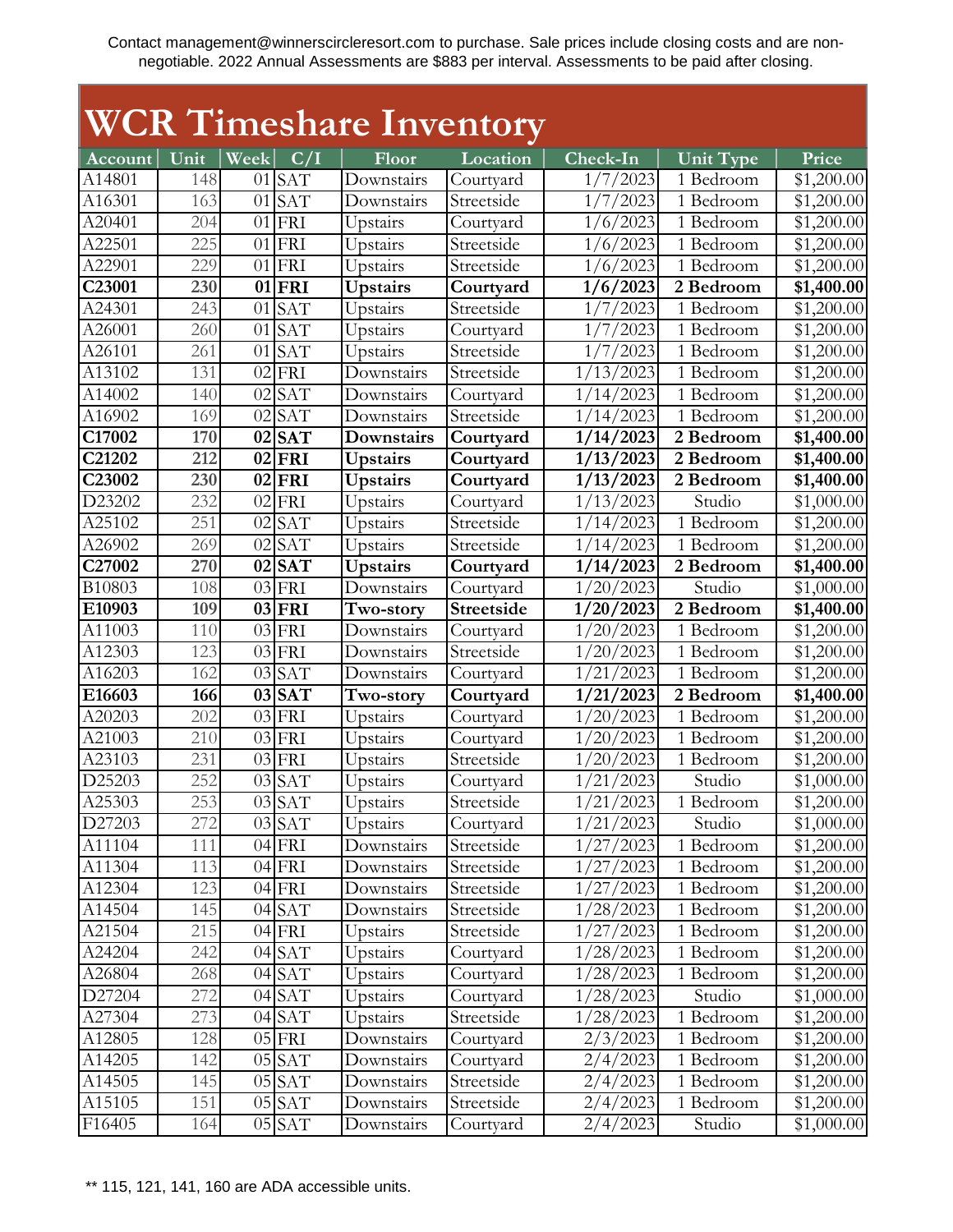Contact management@winnerscircleresort.com to purchase. Sale prices include closing costs and are non-negotiable. 2022 Annual Assessments are $883 per interval. Assessments to be paid after closing.

# WCR Timeshare Inventory

| Account | Unit | Week | C/I | Floor | Location | Check-In | Unit Type | Price |
|---|---|---|---|---|---|---|---|---|
| A14801 | 148 | 01 | SAT | Downstairs | Courtyard | 1/7/2023 | 1 Bedroom | $1,200.00 |
| A16301 | 163 | 01 | SAT | Downstairs | Streetside | 1/7/2023 | 1 Bedroom | $1,200.00 |
| A20401 | 204 | 01 | FRI | Upstairs | Courtyard | 1/6/2023 | 1 Bedroom | $1,200.00 |
| A22501 | 225 | 01 | FRI | Upstairs | Streetside | 1/6/2023 | 1 Bedroom | $1,200.00 |
| A22901 | 229 | 01 | FRI | Upstairs | Streetside | 1/6/2023 | 1 Bedroom | $1,200.00 |
| **C23001** | **230** | **01** | **FRI** | **Upstairs** | **Courtyard** | **1/6/2023** | **2 Bedroom** | **$1,400.00** |
| A24301 | 243 | 01 | SAT | Upstairs | Streetside | 1/7/2023 | 1 Bedroom | $1,200.00 |
| A26001 | 260 | 01 | SAT | Upstairs | Courtyard | 1/7/2023 | 1 Bedroom | $1,200.00 |
| A26101 | 261 | 01 | SAT | Upstairs | Streetside | 1/7/2023 | 1 Bedroom | $1,200.00 |
| A13102 | 131 | 02 | FRI | Downstairs | Streetside | 1/13/2023 | 1 Bedroom | $1,200.00 |
| A14002 | 140 | 02 | SAT | Downstairs | Courtyard | 1/14/2023 | 1 Bedroom | $1,200.00 |
| A16902 | 169 | 02 | SAT | Downstairs | Streetside | 1/14/2023 | 1 Bedroom | $1,200.00 |
| **C17002** | **170** | **02** | **SAT** | **Downstairs** | **Courtyard** | **1/14/2023** | **2 Bedroom** | **$1,400.00** |
| **C21202** | **212** | **02** | **FRI** | **Upstairs** | **Courtyard** | **1/13/2023** | **2 Bedroom** | **$1,400.00** |
| **C23002** | **230** | **02** | **FRI** | **Upstairs** | **Courtyard** | **1/13/2023** | **2 Bedroom** | **$1,400.00** |
| D23202 | 232 | 02 | FRI | Upstairs | Courtyard | 1/13/2023 | Studio | $1,000.00 |
| A25102 | 251 | 02 | SAT | Upstairs | Streetside | 1/14/2023 | 1 Bedroom | $1,200.00 |
| A26902 | 269 | 02 | SAT | Upstairs | Streetside | 1/14/2023 | 1 Bedroom | $1,200.00 |
| **C27002** | **270** | **02** | **SAT** | **Upstairs** | **Courtyard** | **1/14/2023** | **2 Bedroom** | **$1,400.00** |
| B10803 | 108 | 03 | FRI | Downstairs | Courtyard | 1/20/2023 | Studio | $1,000.00 |
| **E10903** | **109** | **03** | **FRI** | **Two-story** | **Streetside** | **1/20/2023** | **2 Bedroom** | **$1,400.00** |
| A11003 | 110 | 03 | FRI | Downstairs | Courtyard | 1/20/2023 | 1 Bedroom | $1,200.00 |
| A12303 | 123 | 03 | FRI | Downstairs | Streetside | 1/20/2023 | 1 Bedroom | $1,200.00 |
| A16203 | 162 | 03 | SAT | Downstairs | Courtyard | 1/21/2023 | 1 Bedroom | $1,200.00 |
| **E16603** | **166** | **03** | **SAT** | **Two-story** | **Courtyard** | **1/21/2023** | **2 Bedroom** | **$1,400.00** |
| A20203 | 202 | 03 | FRI | Upstairs | Courtyard | 1/20/2023 | 1 Bedroom | $1,200.00 |
| A21003 | 210 | 03 | FRI | Upstairs | Courtyard | 1/20/2023 | 1 Bedroom | $1,200.00 |
| A23103 | 231 | 03 | FRI | Upstairs | Streetside | 1/20/2023 | 1 Bedroom | $1,200.00 |
| D25203 | 252 | 03 | SAT | Upstairs | Courtyard | 1/21/2023 | Studio | $1,000.00 |
| A25303 | 253 | 03 | SAT | Upstairs | Streetside | 1/21/2023 | 1 Bedroom | $1,200.00 |
| D27203 | 272 | 03 | SAT | Upstairs | Courtyard | 1/21/2023 | Studio | $1,000.00 |
| A11104 | 111 | 04 | FRI | Downstairs | Streetside | 1/27/2023 | 1 Bedroom | $1,200.00 |
| A11304 | 113 | 04 | FRI | Downstairs | Streetside | 1/27/2023 | 1 Bedroom | $1,200.00 |
| A12304 | 123 | 04 | FRI | Downstairs | Streetside | 1/27/2023 | 1 Bedroom | $1,200.00 |
| A14504 | 145 | 04 | SAT | Downstairs | Streetside | 1/28/2023 | 1 Bedroom | $1,200.00 |
| A21504 | 215 | 04 | FRI | Upstairs | Streetside | 1/27/2023 | 1 Bedroom | $1,200.00 |
| A24204 | 242 | 04 | SAT | Upstairs | Courtyard | 1/28/2023 | 1 Bedroom | $1,200.00 |
| A26804 | 268 | 04 | SAT | Upstairs | Courtyard | 1/28/2023 | 1 Bedroom | $1,200.00 |
| D27204 | 272 | 04 | SAT | Upstairs | Courtyard | 1/28/2023 | Studio | $1,000.00 |
| A27304 | 273 | 04 | SAT | Upstairs | Streetside | 1/28/2023 | 1 Bedroom | $1,200.00 |
| A12805 | 128 | 05 | FRI | Downstairs | Courtyard | 2/3/2023 | 1 Bedroom | $1,200.00 |
| A14205 | 142 | 05 | SAT | Downstairs | Courtyard | 2/4/2023 | 1 Bedroom | $1,200.00 |
| A14505 | 145 | 05 | SAT | Downstairs | Streetside | 2/4/2023 | 1 Bedroom | $1,200.00 |
| A15105 | 151 | 05 | SAT | Downstairs | Streetside | 2/4/2023 | 1 Bedroom | $1,200.00 |
| F16405 | 164 | 05 | SAT | Downstairs | Courtyard | 2/4/2023 | Studio | $1,000.00 |

** 115, 121, 141, 160 are ADA accessible units.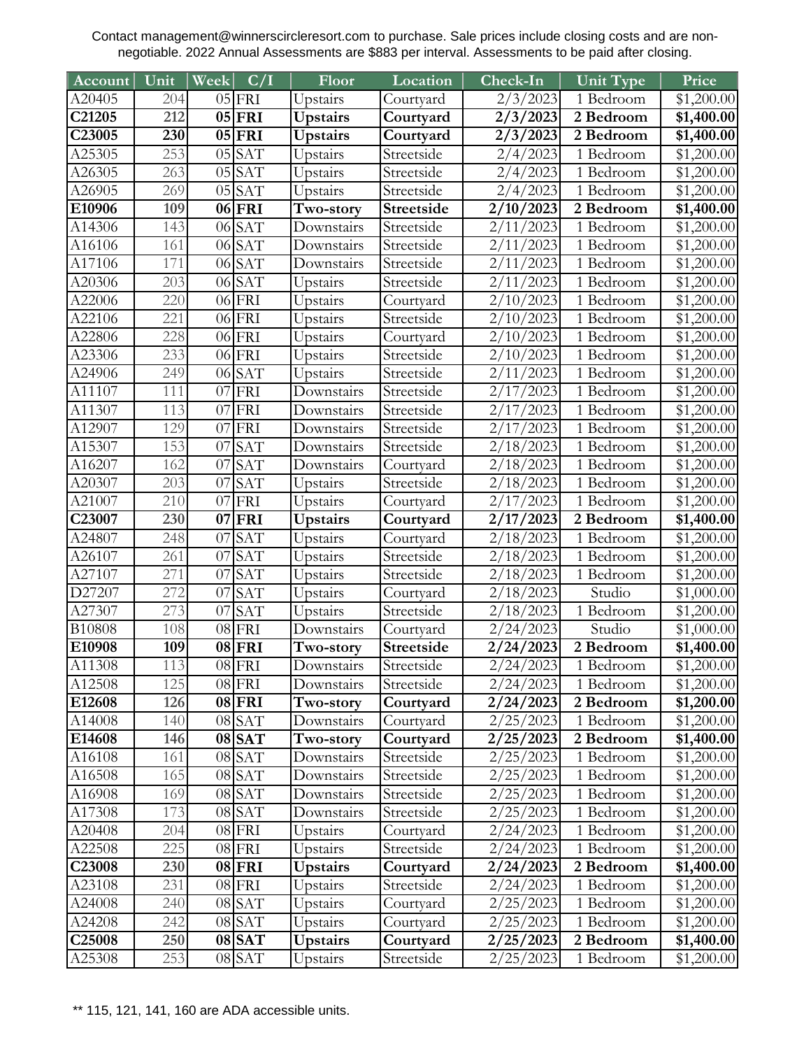Contact management@winnerscircleresort.com to purchase. Sale prices include closing costs and are non-negotiable. 2022 Annual Assessments are $883 per interval. Assessments to be paid after closing.

| Account | Unit | Week | C/I | Floor | Location | Check-In | Unit Type | Price |
|---|---|---|---|---|---|---|---|---|
| A20405 | 204 | 05 | FRI | Upstairs | Courtyard | 2/3/2023 | 1 Bedroom | $1,200.00 |
| **C21205** | **212** | **05** | **FRI** | **Upstairs** | **Courtyard** | **2/3/2023** | **2 Bedroom** | **$1,400.00** |
| **C23005** | **230** | **05** | **FRI** | **Upstairs** | **Courtyard** | **2/3/2023** | **2 Bedroom** | **$1,400.00** |
| A25305 | 253 | 05 | SAT | Upstairs | Streetside | 2/4/2023 | 1 Bedroom | $1,200.00 |
| A26305 | 263 | 05 | SAT | Upstairs | Streetside | 2/4/2023 | 1 Bedroom | $1,200.00 |
| A26905 | 269 | 05 | SAT | Upstairs | Streetside | 2/4/2023 | 1 Bedroom | $1,200.00 |
| **E10906** | **109** | **06** | **FRI** | **Two-story** | **Streetside** | **2/10/2023** | **2 Bedroom** | **$1,400.00** |
| A14306 | 143 | 06 | SAT | Downstairs | Streetside | 2/11/2023 | 1 Bedroom | $1,200.00 |
| A16106 | 161 | 06 | SAT | Downstairs | Streetside | 2/11/2023 | 1 Bedroom | $1,200.00 |
| A17106 | 171 | 06 | SAT | Downstairs | Streetside | 2/11/2023 | 1 Bedroom | $1,200.00 |
| A20306 | 203 | 06 | SAT | Upstairs | Streetside | 2/11/2023 | 1 Bedroom | $1,200.00 |
| A22006 | 220 | 06 | FRI | Upstairs | Courtyard | 2/10/2023 | 1 Bedroom | $1,200.00 |
| A22106 | 221 | 06 | FRI | Upstairs | Streetside | 2/10/2023 | 1 Bedroom | $1,200.00 |
| A22806 | 228 | 06 | FRI | Upstairs | Courtyard | 2/10/2023 | 1 Bedroom | $1,200.00 |
| A23306 | 233 | 06 | FRI | Upstairs | Streetside | 2/10/2023 | 1 Bedroom | $1,200.00 |
| A24906 | 249 | 06 | SAT | Upstairs | Streetside | 2/11/2023 | 1 Bedroom | $1,200.00 |
| A11107 | 111 | 07 | FRI | Downstairs | Streetside | 2/17/2023 | 1 Bedroom | $1,200.00 |
| A11307 | 113 | 07 | FRI | Downstairs | Streetside | 2/17/2023 | 1 Bedroom | $1,200.00 |
| A12907 | 129 | 07 | FRI | Downstairs | Streetside | 2/17/2023 | 1 Bedroom | $1,200.00 |
| A15307 | 153 | 07 | SAT | Downstairs | Streetside | 2/18/2023 | 1 Bedroom | $1,200.00 |
| A16207 | 162 | 07 | SAT | Downstairs | Courtyard | 2/18/2023 | 1 Bedroom | $1,200.00 |
| A20307 | 203 | 07 | SAT | Upstairs | Streetside | 2/18/2023 | 1 Bedroom | $1,200.00 |
| A21007 | 210 | 07 | FRI | Upstairs | Courtyard | 2/17/2023 | 1 Bedroom | $1,200.00 |
| **C23007** | **230** | **07** | **FRI** | **Upstairs** | **Courtyard** | **2/17/2023** | **2 Bedroom** | **$1,400.00** |
| A24807 | 248 | 07 | SAT | Upstairs | Courtyard | 2/18/2023 | 1 Bedroom | $1,200.00 |
| A26107 | 261 | 07 | SAT | Upstairs | Streetside | 2/18/2023 | 1 Bedroom | $1,200.00 |
| A27107 | 271 | 07 | SAT | Upstairs | Streetside | 2/18/2023 | 1 Bedroom | $1,200.00 |
| D27207 | 272 | 07 | SAT | Upstairs | Courtyard | 2/18/2023 | Studio | $1,000.00 |
| A27307 | 273 | 07 | SAT | Upstairs | Streetside | 2/18/2023 | 1 Bedroom | $1,200.00 |
| B10808 | 108 | 08 | FRI | Downstairs | Courtyard | 2/24/2023 | Studio | $1,000.00 |
| **E10908** | **109** | **08** | **FRI** | **Two-story** | **Streetside** | **2/24/2023** | **2 Bedroom** | **$1,400.00** |
| A11308 | 113 | 08 | FRI | Downstairs | Streetside | 2/24/2023 | 1 Bedroom | $1,200.00 |
| A12508 | 125 | 08 | FRI | Downstairs | Streetside | 2/24/2023 | 1 Bedroom | $1,200.00 |
| **E12608** | **126** | **08** | **FRI** | **Two-story** | **Courtyard** | **2/24/2023** | **2 Bedroom** | **$1,200.00** |
| A14008 | 140 | 08 | SAT | Downstairs | Courtyard | 2/25/2023 | 1 Bedroom | $1,200.00 |
| **E14608** | **146** | **08** | **SAT** | **Two-story** | **Courtyard** | **2/25/2023** | **2 Bedroom** | **$1,400.00** |
| A16108 | 161 | 08 | SAT | Downstairs | Streetside | 2/25/2023 | 1 Bedroom | $1,200.00 |
| A16508 | 165 | 08 | SAT | Downstairs | Streetside | 2/25/2023 | 1 Bedroom | $1,200.00 |
| A16908 | 169 | 08 | SAT | Downstairs | Streetside | 2/25/2023 | 1 Bedroom | $1,200.00 |
| A17308 | 173 | 08 | SAT | Downstairs | Streetside | 2/25/2023 | 1 Bedroom | $1,200.00 |
| A20408 | 204 | 08 | FRI | Upstairs | Courtyard | 2/24/2023 | 1 Bedroom | $1,200.00 |
| A22508 | 225 | 08 | FRI | Upstairs | Streetside | 2/24/2023 | 1 Bedroom | $1,200.00 |
| **C23008** | **230** | **08** | **FRI** | **Upstairs** | **Courtyard** | **2/24/2023** | **2 Bedroom** | **$1,400.00** |
| A23108 | 231 | 08 | FRI | Upstairs | Streetside | 2/24/2023 | 1 Bedroom | $1,200.00 |
| A24008 | 240 | 08 | SAT | Upstairs | Courtyard | 2/25/2023 | 1 Bedroom | $1,200.00 |
| A24208 | 242 | 08 | SAT | Upstairs | Courtyard | 2/25/2023 | 1 Bedroom | $1,200.00 |
| **C25008** | **250** | **08** | **SAT** | **Upstairs** | **Courtyard** | **2/25/2023** | **2 Bedroom** | **$1,400.00** |
| A25308 | 253 | 08 | SAT | Upstairs | Streetside | 2/25/2023 | 1 Bedroom | $1,200.00 |

** 115, 121, 141, 160 are ADA accessible units.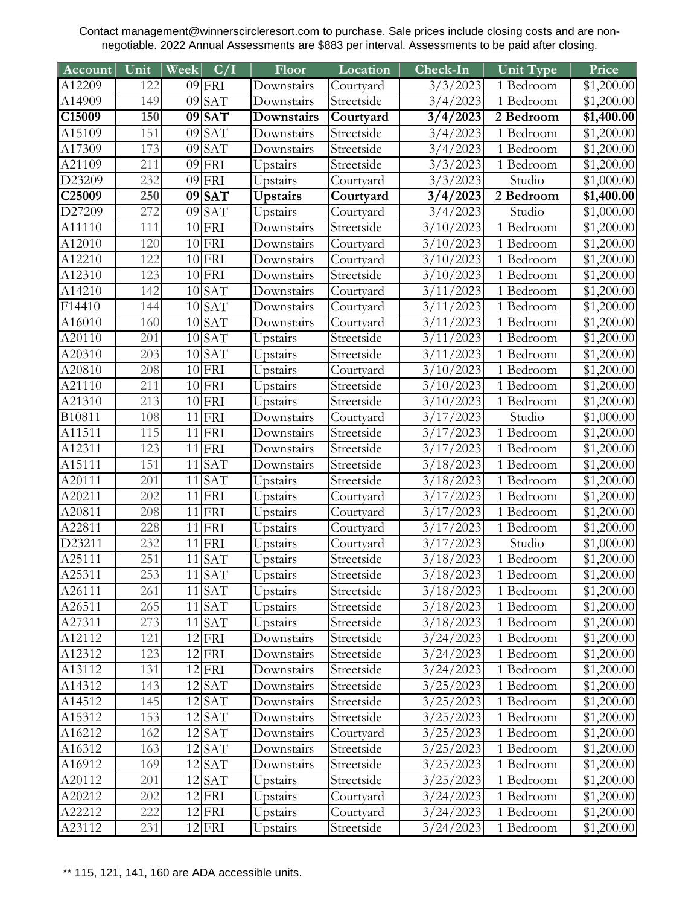Contact management@winnerscircleresort.com to purchase. Sale prices include closing costs and are non-negotiable. 2022 Annual Assessments are $883 per interval. Assessments to be paid after closing.

| Account | Unit | Week | C/I | Floor | Location | Check-In | Unit Type | Price |
|---|---|---|---|---|---|---|---|---|
| A12209 | 122 | 09 | FRI | Downstairs | Courtyard | 3/3/2023 | 1 Bedroom | $1,200.00 |
| A14909 | 149 | 09 | SAT | Downstairs | Streetside | 3/4/2023 | 1 Bedroom | $1,200.00 |
| **C15009** | **150** | **09** | **SAT** | **Downstairs** | **Courtyard** | **3/4/2023** | **2 Bedroom** | **$1,400.00** |
| A15109 | 151 | 09 | SAT | Downstairs | Streetside | 3/4/2023 | 1 Bedroom | $1,200.00 |
| A17309 | 173 | 09 | SAT | Downstairs | Streetside | 3/4/2023 | 1 Bedroom | $1,200.00 |
| A21109 | 211 | 09 | FRI | Upstairs | Streetside | 3/3/2023 | 1 Bedroom | $1,200.00 |
| D23209 | 232 | 09 | FRI | Upstairs | Courtyard | 3/3/2023 | Studio | $1,000.00 |
| **C25009** | **250** | **09** | **SAT** | **Upstairs** | **Courtyard** | **3/4/2023** | **2 Bedroom** | **$1,400.00** |
| D27209 | 272 | 09 | SAT | Upstairs | Courtyard | 3/4/2023 | Studio | $1,000.00 |
| A11110 | 111 | 10 | FRI | Downstairs | Streetside | 3/10/2023 | 1 Bedroom | $1,200.00 |
| A12010 | 120 | 10 | FRI | Downstairs | Courtyard | 3/10/2023 | 1 Bedroom | $1,200.00 |
| A12210 | 122 | 10 | FRI | Downstairs | Courtyard | 3/10/2023 | 1 Bedroom | $1,200.00 |
| A12310 | 123 | 10 | FRI | Downstairs | Streetside | 3/10/2023 | 1 Bedroom | $1,200.00 |
| A14210 | 142 | 10 | SAT | Downstairs | Courtyard | 3/11/2023 | 1 Bedroom | $1,200.00 |
| F14410 | 144 | 10 | SAT | Downstairs | Courtyard | 3/11/2023 | 1 Bedroom | $1,200.00 |
| A16010 | 160 | 10 | SAT | Downstairs | Courtyard | 3/11/2023 | 1 Bedroom | $1,200.00 |
| A20110 | 201 | 10 | SAT | Upstairs | Streetside | 3/11/2023 | 1 Bedroom | $1,200.00 |
| A20310 | 203 | 10 | SAT | Upstairs | Streetside | 3/11/2023 | 1 Bedroom | $1,200.00 |
| A20810 | 208 | 10 | FRI | Upstairs | Courtyard | 3/10/2023 | 1 Bedroom | $1,200.00 |
| A21110 | 211 | 10 | FRI | Upstairs | Streetside | 3/10/2023 | 1 Bedroom | $1,200.00 |
| A21310 | 213 | 10 | FRI | Upstairs | Streetside | 3/10/2023 | 1 Bedroom | $1,200.00 |
| B10811 | 108 | 11 | FRI | Downstairs | Courtyard | 3/17/2023 | Studio | $1,000.00 |
| A11511 | 115 | 11 | FRI | Downstairs | Streetside | 3/17/2023 | 1 Bedroom | $1,200.00 |
| A12311 | 123 | 11 | FRI | Downstairs | Streetside | 3/17/2023 | 1 Bedroom | $1,200.00 |
| A15111 | 151 | 11 | SAT | Downstairs | Streetside | 3/18/2023 | 1 Bedroom | $1,200.00 |
| A20111 | 201 | 11 | SAT | Upstairs | Streetside | 3/18/2023 | 1 Bedroom | $1,200.00 |
| A20211 | 202 | 11 | FRI | Upstairs | Courtyard | 3/17/2023 | 1 Bedroom | $1,200.00 |
| A20811 | 208 | 11 | FRI | Upstairs | Courtyard | 3/17/2023 | 1 Bedroom | $1,200.00 |
| A22811 | 228 | 11 | FRI | Upstairs | Courtyard | 3/17/2023 | 1 Bedroom | $1,200.00 |
| D23211 | 232 | 11 | FRI | Upstairs | Courtyard | 3/17/2023 | Studio | $1,000.00 |
| A25111 | 251 | 11 | SAT | Upstairs | Streetside | 3/18/2023 | 1 Bedroom | $1,200.00 |
| A25311 | 253 | 11 | SAT | Upstairs | Streetside | 3/18/2023 | 1 Bedroom | $1,200.00 |
| A26111 | 261 | 11 | SAT | Upstairs | Streetside | 3/18/2023 | 1 Bedroom | $1,200.00 |
| A26511 | 265 | 11 | SAT | Upstairs | Streetside | 3/18/2023 | 1 Bedroom | $1,200.00 |
| A27311 | 273 | 11 | SAT | Upstairs | Streetside | 3/18/2023 | 1 Bedroom | $1,200.00 |
| A12112 | 121 | 12 | FRI | Downstairs | Streetside | 3/24/2023 | 1 Bedroom | $1,200.00 |
| A12312 | 123 | 12 | FRI | Downstairs | Streetside | 3/24/2023 | 1 Bedroom | $1,200.00 |
| A13112 | 131 | 12 | FRI | Downstairs | Streetside | 3/24/2023 | 1 Bedroom | $1,200.00 |
| A14312 | 143 | 12 | SAT | Downstairs | Streetside | 3/25/2023 | 1 Bedroom | $1,200.00 |
| A14512 | 145 | 12 | SAT | Downstairs | Streetside | 3/25/2023 | 1 Bedroom | $1,200.00 |
| A15312 | 153 | 12 | SAT | Downstairs | Streetside | 3/25/2023 | 1 Bedroom | $1,200.00 |
| A16212 | 162 | 12 | SAT | Downstairs | Courtyard | 3/25/2023 | 1 Bedroom | $1,200.00 |
| A16312 | 163 | 12 | SAT | Downstairs | Streetside | 3/25/2023 | 1 Bedroom | $1,200.00 |
| A16912 | 169 | 12 | SAT | Downstairs | Streetside | 3/25/2023 | 1 Bedroom | $1,200.00 |
| A20112 | 201 | 12 | SAT | Upstairs | Streetside | 3/25/2023 | 1 Bedroom | $1,200.00 |
| A20212 | 202 | 12 | FRI | Upstairs | Courtyard | 3/24/2023 | 1 Bedroom | $1,200.00 |
| A22212 | 222 | 12 | FRI | Upstairs | Courtyard | 3/24/2023 | 1 Bedroom | $1,200.00 |
| A23112 | 231 | 12 | FRI | Upstairs | Streetside | 3/24/2023 | 1 Bedroom | $1,200.00 |

** 115, 121, 141, 160 are ADA accessible units.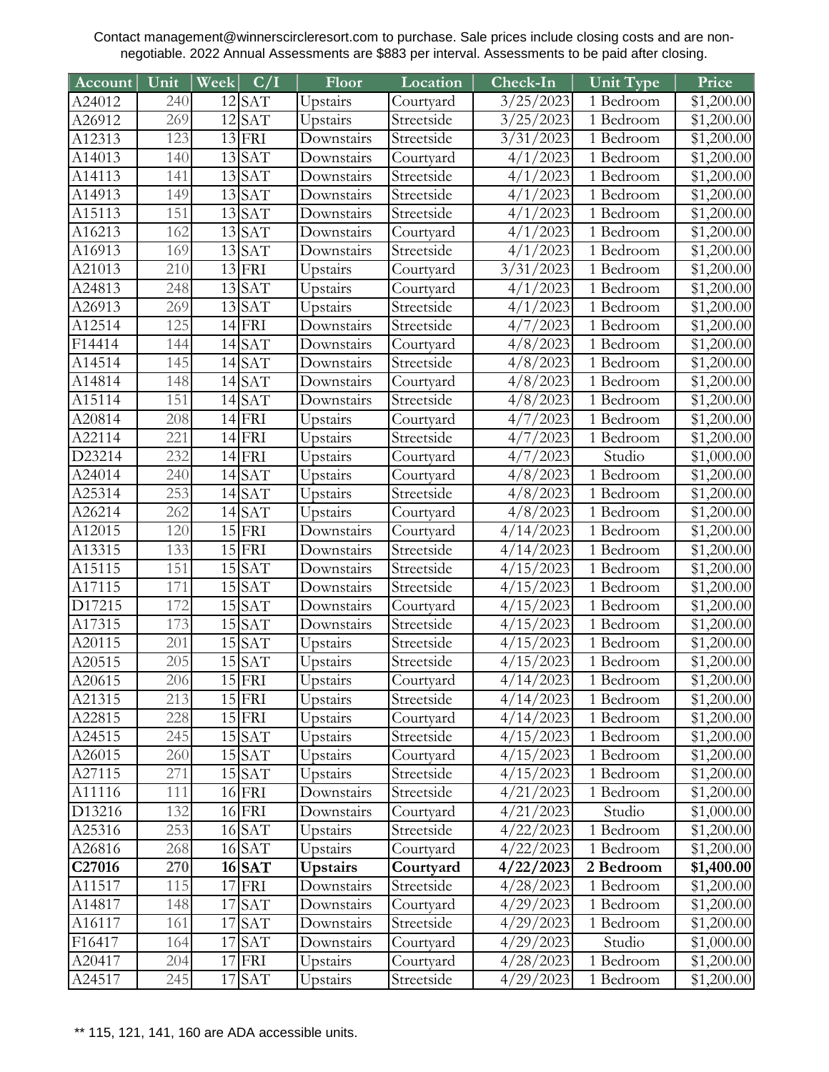Contact management@winnerscircleresort.com to purchase. Sale prices include closing costs and are non-negotiable. 2022 Annual Assessments are $883 per interval. Assessments to be paid after closing.

| Account | Unit | Week | C/I | Floor | Location | Check-In | Unit Type | Price |
|---|---|---|---|---|---|---|---|---|
| A24012 | 240 | 12 | SAT | Upstairs | Courtyard | 3/25/2023 | 1 Bedroom | $1,200.00 |
| A26912 | 269 | 12 | SAT | Upstairs | Streetside | 3/25/2023 | 1 Bedroom | $1,200.00 |
| A12313 | 123 | 13 | FRI | Downstairs | Streetside | 3/31/2023 | 1 Bedroom | $1,200.00 |
| A14013 | 140 | 13 | SAT | Downstairs | Courtyard | 4/1/2023 | 1 Bedroom | $1,200.00 |
| A14113 | 141 | 13 | SAT | Downstairs | Streetside | 4/1/2023 | 1 Bedroom | $1,200.00 |
| A14913 | 149 | 13 | SAT | Downstairs | Streetside | 4/1/2023 | 1 Bedroom | $1,200.00 |
| A15113 | 151 | 13 | SAT | Downstairs | Streetside | 4/1/2023 | 1 Bedroom | $1,200.00 |
| A16213 | 162 | 13 | SAT | Downstairs | Courtyard | 4/1/2023 | 1 Bedroom | $1,200.00 |
| A16913 | 169 | 13 | SAT | Downstairs | Streetside | 4/1/2023 | 1 Bedroom | $1,200.00 |
| A21013 | 210 | 13 | FRI | Upstairs | Courtyard | 3/31/2023 | 1 Bedroom | $1,200.00 |
| A24813 | 248 | 13 | SAT | Upstairs | Courtyard | 4/1/2023 | 1 Bedroom | $1,200.00 |
| A26913 | 269 | 13 | SAT | Upstairs | Streetside | 4/1/2023 | 1 Bedroom | $1,200.00 |
| A12514 | 125 | 14 | FRI | Downstairs | Streetside | 4/7/2023 | 1 Bedroom | $1,200.00 |
| F14414 | 144 | 14 | SAT | Downstairs | Courtyard | 4/8/2023 | 1 Bedroom | $1,200.00 |
| A14514 | 145 | 14 | SAT | Downstairs | Streetside | 4/8/2023 | 1 Bedroom | $1,200.00 |
| A14814 | 148 | 14 | SAT | Downstairs | Courtyard | 4/8/2023 | 1 Bedroom | $1,200.00 |
| A15114 | 151 | 14 | SAT | Downstairs | Streetside | 4/8/2023 | 1 Bedroom | $1,200.00 |
| A20814 | 208 | 14 | FRI | Upstairs | Courtyard | 4/7/2023 | 1 Bedroom | $1,200.00 |
| A22114 | 221 | 14 | FRI | Upstairs | Streetside | 4/7/2023 | 1 Bedroom | $1,200.00 |
| D23214 | 232 | 14 | FRI | Upstairs | Courtyard | 4/7/2023 | Studio | $1,000.00 |
| A24014 | 240 | 14 | SAT | Upstairs | Courtyard | 4/8/2023 | 1 Bedroom | $1,200.00 |
| A25314 | 253 | 14 | SAT | Upstairs | Streetside | 4/8/2023 | 1 Bedroom | $1,200.00 |
| A26214 | 262 | 14 | SAT | Upstairs | Courtyard | 4/8/2023 | 1 Bedroom | $1,200.00 |
| A12015 | 120 | 15 | FRI | Downstairs | Courtyard | 4/14/2023 | 1 Bedroom | $1,200.00 |
| A13315 | 133 | 15 | FRI | Downstairs | Streetside | 4/14/2023 | 1 Bedroom | $1,200.00 |
| A15115 | 151 | 15 | SAT | Downstairs | Streetside | 4/15/2023 | 1 Bedroom | $1,200.00 |
| A17115 | 171 | 15 | SAT | Downstairs | Streetside | 4/15/2023 | 1 Bedroom | $1,200.00 |
| D17215 | 172 | 15 | SAT | Downstairs | Courtyard | 4/15/2023 | 1 Bedroom | $1,200.00 |
| A17315 | 173 | 15 | SAT | Downstairs | Streetside | 4/15/2023 | 1 Bedroom | $1,200.00 |
| A20115 | 201 | 15 | SAT | Upstairs | Streetside | 4/15/2023 | 1 Bedroom | $1,200.00 |
| A20515 | 205 | 15 | SAT | Upstairs | Streetside | 4/15/2023 | 1 Bedroom | $1,200.00 |
| A20615 | 206 | 15 | FRI | Upstairs | Courtyard | 4/14/2023 | 1 Bedroom | $1,200.00 |
| A21315 | 213 | 15 | FRI | Upstairs | Streetside | 4/14/2023 | 1 Bedroom | $1,200.00 |
| A22815 | 228 | 15 | FRI | Upstairs | Courtyard | 4/14/2023 | 1 Bedroom | $1,200.00 |
| A24515 | 245 | 15 | SAT | Upstairs | Streetside | 4/15/2023 | 1 Bedroom | $1,200.00 |
| A26015 | 260 | 15 | SAT | Upstairs | Courtyard | 4/15/2023 | 1 Bedroom | $1,200.00 |
| A27115 | 271 | 15 | SAT | Upstairs | Streetside | 4/15/2023 | 1 Bedroom | $1,200.00 |
| A11116 | 111 | 16 | FRI | Downstairs | Streetside | 4/21/2023 | 1 Bedroom | $1,200.00 |
| D13216 | 132 | 16 | FRI | Downstairs | Courtyard | 4/21/2023 | Studio | $1,000.00 |
| A25316 | 253 | 16 | SAT | Upstairs | Streetside | 4/22/2023 | 1 Bedroom | $1,200.00 |
| A26816 | 268 | 16 | SAT | Upstairs | Courtyard | 4/22/2023 | 1 Bedroom | $1,200.00 |
| **C27016** | **270** | **16** | **SAT** | **Upstairs** | **Courtyard** | **4/22/2023** | **2 Bedroom** | **$1,400.00** |
| A11517 | 115 | 17 | FRI | Downstairs | Streetside | 4/28/2023 | 1 Bedroom | $1,200.00 |
| A14817 | 148 | 17 | SAT | Downstairs | Courtyard | 4/29/2023 | 1 Bedroom | $1,200.00 |
| A16117 | 161 | 17 | SAT | Downstairs | Streetside | 4/29/2023 | 1 Bedroom | $1,200.00 |
| F16417 | 164 | 17 | SAT | Downstairs | Courtyard | 4/29/2023 | Studio | $1,000.00 |
| A20417 | 204 | 17 | FRI | Upstairs | Courtyard | 4/28/2023 | 1 Bedroom | $1,200.00 |
| A24517 | 245 | 17 | SAT | Upstairs | Streetside | 4/29/2023 | 1 Bedroom | $1,200.00 |

** 115, 121, 141, 160 are ADA accessible units.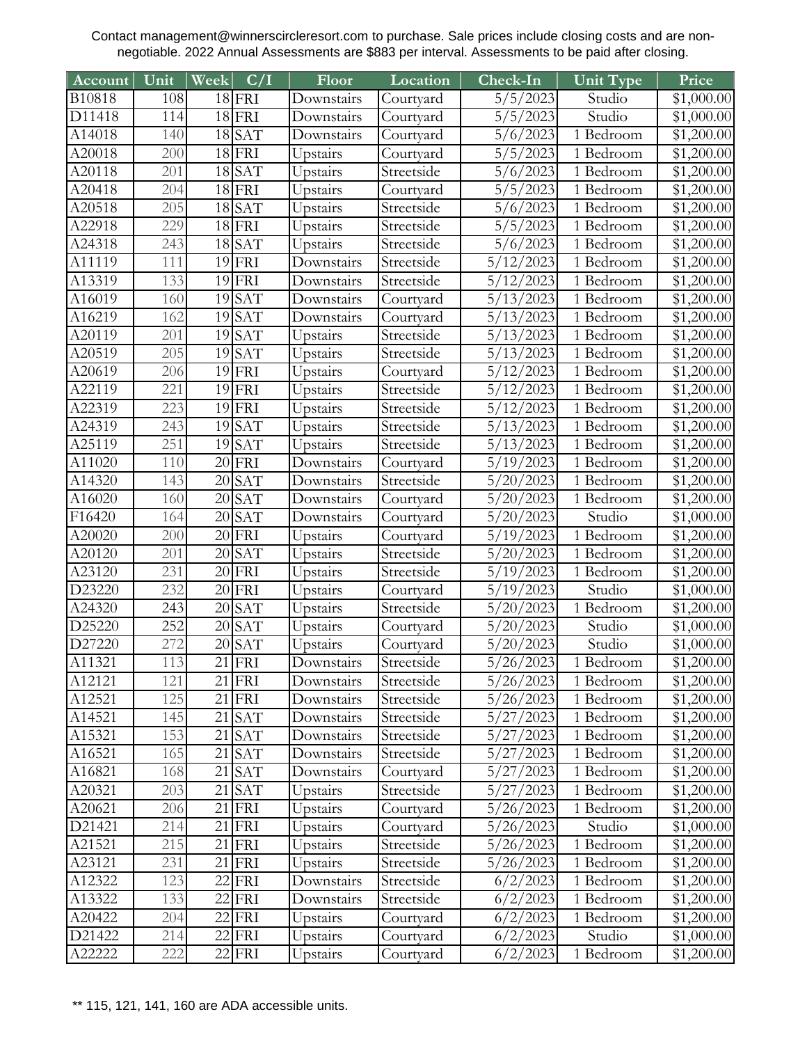Contact management@winnerscircleresort.com to purchase. Sale prices include closing costs and are non-negotiable. 2022 Annual Assessments are $883 per interval. Assessments to be paid after closing.

| Account | Unit | Week | C/I | Floor | Location | Check-In | Unit Type | Price |
|---|---|---|---|---|---|---|---|---|
| B10818 | 108 | 18 | FRI | Downstairs | Courtyard | 5/5/2023 | Studio | $1,000.00 |
| D11418 | 114 | 18 | FRI | Downstairs | Courtyard | 5/5/2023 | Studio | $1,000.00 |
| A14018 | 140 | 18 | SAT | Downstairs | Courtyard | 5/6/2023 | 1 Bedroom | $1,200.00 |
| A20018 | 200 | 18 | FRI | Upstairs | Courtyard | 5/5/2023 | 1 Bedroom | $1,200.00 |
| A20118 | 201 | 18 | SAT | Upstairs | Streetside | 5/6/2023 | 1 Bedroom | $1,200.00 |
| A20418 | 204 | 18 | FRI | Upstairs | Courtyard | 5/5/2023 | 1 Bedroom | $1,200.00 |
| A20518 | 205 | 18 | SAT | Upstairs | Streetside | 5/6/2023 | 1 Bedroom | $1,200.00 |
| A22918 | 229 | 18 | FRI | Upstairs | Streetside | 5/5/2023 | 1 Bedroom | $1,200.00 |
| A24318 | 243 | 18 | SAT | Upstairs | Streetside | 5/6/2023 | 1 Bedroom | $1,200.00 |
| A11119 | 111 | 19 | FRI | Downstairs | Streetside | 5/12/2023 | 1 Bedroom | $1,200.00 |
| A13319 | 133 | 19 | FRI | Downstairs | Streetside | 5/12/2023 | 1 Bedroom | $1,200.00 |
| A16019 | 160 | 19 | SAT | Downstairs | Courtyard | 5/13/2023 | 1 Bedroom | $1,200.00 |
| A16219 | 162 | 19 | SAT | Downstairs | Courtyard | 5/13/2023 | 1 Bedroom | $1,200.00 |
| A20119 | 201 | 19 | SAT | Upstairs | Streetside | 5/13/2023 | 1 Bedroom | $1,200.00 |
| A20519 | 205 | 19 | SAT | Upstairs | Streetside | 5/13/2023 | 1 Bedroom | $1,200.00 |
| A20619 | 206 | 19 | FRI | Upstairs | Courtyard | 5/12/2023 | 1 Bedroom | $1,200.00 |
| A22119 | 221 | 19 | FRI | Upstairs | Streetside | 5/12/2023 | 1 Bedroom | $1,200.00 |
| A22319 | 223 | 19 | FRI | Upstairs | Streetside | 5/12/2023 | 1 Bedroom | $1,200.00 |
| A24319 | 243 | 19 | SAT | Upstairs | Streetside | 5/13/2023 | 1 Bedroom | $1,200.00 |
| A25119 | 251 | 19 | SAT | Upstairs | Streetside | 5/13/2023 | 1 Bedroom | $1,200.00 |
| A11020 | 110 | 20 | FRI | Downstairs | Courtyard | 5/19/2023 | 1 Bedroom | $1,200.00 |
| A14320 | 143 | 20 | SAT | Downstairs | Streetside | 5/20/2023 | 1 Bedroom | $1,200.00 |
| A16020 | 160 | 20 | SAT | Downstairs | Courtyard | 5/20/2023 | 1 Bedroom | $1,200.00 |
| F16420 | 164 | 20 | SAT | Downstairs | Courtyard | 5/20/2023 | Studio | $1,000.00 |
| A20020 | 200 | 20 | FRI | Upstairs | Courtyard | 5/19/2023 | 1 Bedroom | $1,200.00 |
| A20120 | 201 | 20 | SAT | Upstairs | Streetside | 5/20/2023 | 1 Bedroom | $1,200.00 |
| A23120 | 231 | 20 | FRI | Upstairs | Streetside | 5/19/2023 | 1 Bedroom | $1,200.00 |
| D23220 | 232 | 20 | FRI | Upstairs | Courtyard | 5/19/2023 | Studio | $1,000.00 |
| A24320 | 243 | 20 | SAT | Upstairs | Streetside | 5/20/2023 | 1 Bedroom | $1,200.00 |
| D25220 | 252 | 20 | SAT | Upstairs | Courtyard | 5/20/2023 | Studio | $1,000.00 |
| D27220 | 272 | 20 | SAT | Upstairs | Courtyard | 5/20/2023 | Studio | $1,000.00 |
| A11321 | 113 | 21 | FRI | Downstairs | Streetside | 5/26/2023 | 1 Bedroom | $1,200.00 |
| A12121 | 121 | 21 | FRI | Downstairs | Streetside | 5/26/2023 | 1 Bedroom | $1,200.00 |
| A12521 | 125 | 21 | FRI | Downstairs | Streetside | 5/26/2023 | 1 Bedroom | $1,200.00 |
| A14521 | 145 | 21 | SAT | Downstairs | Streetside | 5/27/2023 | 1 Bedroom | $1,200.00 |
| A15321 | 153 | 21 | SAT | Downstairs | Streetside | 5/27/2023 | 1 Bedroom | $1,200.00 |
| A16521 | 165 | 21 | SAT | Downstairs | Streetside | 5/27/2023 | 1 Bedroom | $1,200.00 |
| A16821 | 168 | 21 | SAT | Downstairs | Courtyard | 5/27/2023 | 1 Bedroom | $1,200.00 |
| A20321 | 203 | 21 | SAT | Upstairs | Streetside | 5/27/2023 | 1 Bedroom | $1,200.00 |
| A20621 | 206 | 21 | FRI | Upstairs | Courtyard | 5/26/2023 | 1 Bedroom | $1,200.00 |
| D21421 | 214 | 21 | FRI | Upstairs | Courtyard | 5/26/2023 | Studio | $1,000.00 |
| A21521 | 215 | 21 | FRI | Upstairs | Streetside | 5/26/2023 | 1 Bedroom | $1,200.00 |
| A23121 | 231 | 21 | FRI | Upstairs | Streetside | 5/26/2023 | 1 Bedroom | $1,200.00 |
| A12322 | 123 | 22 | FRI | Downstairs | Streetside | 6/2/2023 | 1 Bedroom | $1,200.00 |
| A13322 | 133 | 22 | FRI | Downstairs | Streetside | 6/2/2023 | 1 Bedroom | $1,200.00 |
| A20422 | 204 | 22 | FRI | Upstairs | Courtyard | 6/2/2023 | 1 Bedroom | $1,200.00 |
| D21422 | 214 | 22 | FRI | Upstairs | Courtyard | 6/2/2023 | Studio | $1,000.00 |
| A22222 | 222 | 22 | FRI | Upstairs | Courtyard | 6/2/2023 | 1 Bedroom | $1,200.00 |

** 115, 121, 141, 160 are ADA accessible units.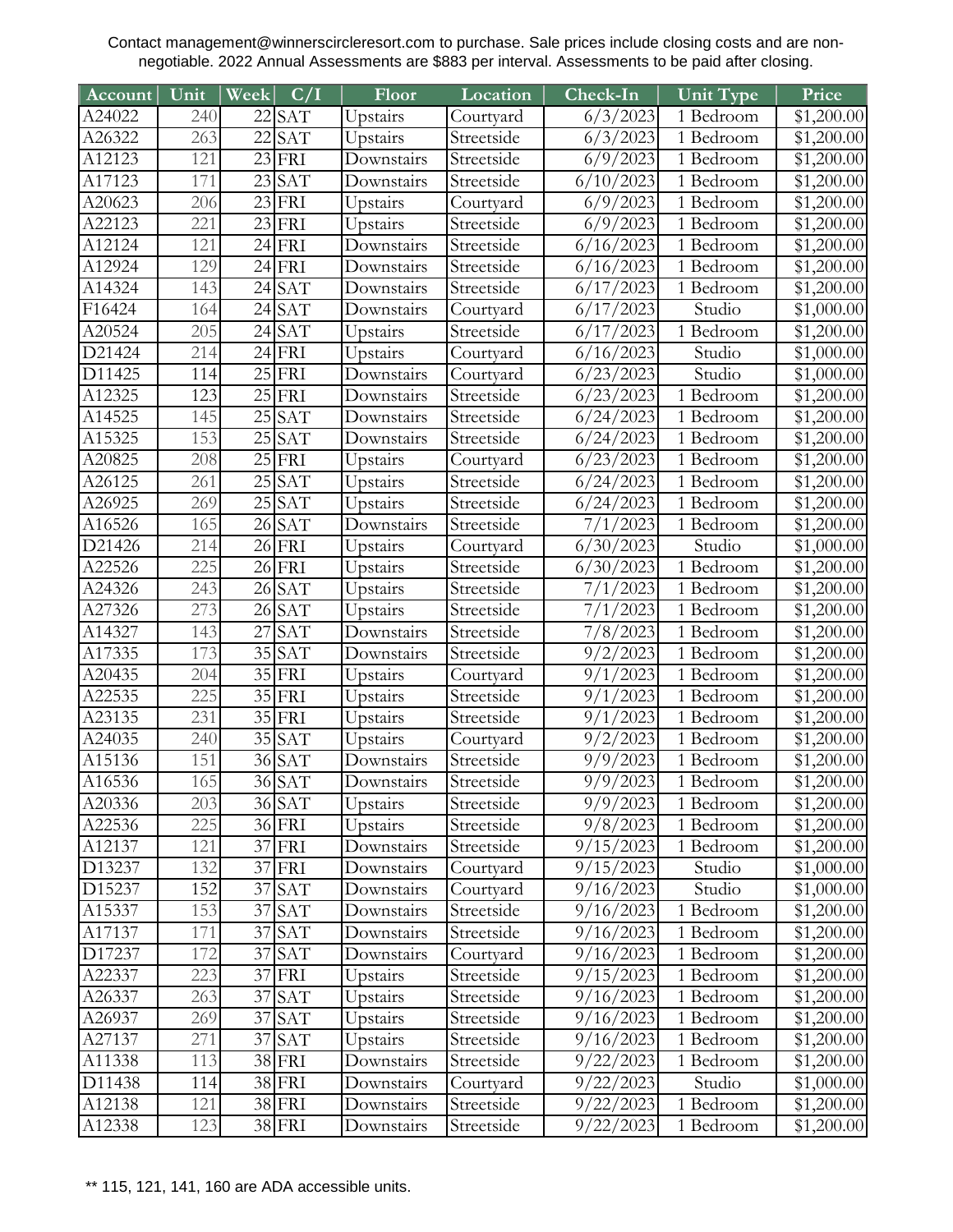Contact management@winnerscircleresort.com to purchase. Sale prices include closing costs and are non-negotiable. 2022 Annual Assessments are $883 per interval. Assessments to be paid after closing.

| Account | Unit | Week | C/I | Floor | Location | Check-In | Unit Type | Price |
|---|---|---|---|---|---|---|---|---|
| A24022 | 240 | 22 | SAT | Upstairs | Courtyard | 6/3/2023 | 1 Bedroom | $1,200.00 |
| A26322 | 263 | 22 | SAT | Upstairs | Streetside | 6/3/2023 | 1 Bedroom | $1,200.00 |
| A12123 | 121 | 23 | FRI | Downstairs | Streetside | 6/9/2023 | 1 Bedroom | $1,200.00 |
| A17123 | 171 | 23 | SAT | Downstairs | Streetside | 6/10/2023 | 1 Bedroom | $1,200.00 |
| A20623 | 206 | 23 | FRI | Upstairs | Courtyard | 6/9/2023 | 1 Bedroom | $1,200.00 |
| A22123 | 221 | 23 | FRI | Upstairs | Streetside | 6/9/2023 | 1 Bedroom | $1,200.00 |
| A12124 | 121 | 24 | FRI | Downstairs | Streetside | 6/16/2023 | 1 Bedroom | $1,200.00 |
| A12924 | 129 | 24 | FRI | Downstairs | Streetside | 6/16/2023 | 1 Bedroom | $1,200.00 |
| A14324 | 143 | 24 | SAT | Downstairs | Streetside | 6/17/2023 | 1 Bedroom | $1,200.00 |
| F16424 | 164 | 24 | SAT | Downstairs | Courtyard | 6/17/2023 | Studio | $1,000.00 |
| A20524 | 205 | 24 | SAT | Upstairs | Streetside | 6/17/2023 | 1 Bedroom | $1,200.00 |
| D21424 | 214 | 24 | FRI | Upstairs | Courtyard | 6/16/2023 | Studio | $1,000.00 |
| D11425 | 114 | 25 | FRI | Downstairs | Courtyard | 6/23/2023 | Studio | $1,000.00 |
| A12325 | 123 | 25 | FRI | Downstairs | Streetside | 6/23/2023 | 1 Bedroom | $1,200.00 |
| A14525 | 145 | 25 | SAT | Downstairs | Streetside | 6/24/2023 | 1 Bedroom | $1,200.00 |
| A15325 | 153 | 25 | SAT | Downstairs | Streetside | 6/24/2023 | 1 Bedroom | $1,200.00 |
| A20825 | 208 | 25 | FRI | Upstairs | Courtyard | 6/23/2023 | 1 Bedroom | $1,200.00 |
| A26125 | 261 | 25 | SAT | Upstairs | Streetside | 6/24/2023 | 1 Bedroom | $1,200.00 |
| A26925 | 269 | 25 | SAT | Upstairs | Streetside | 6/24/2023 | 1 Bedroom | $1,200.00 |
| A16526 | 165 | 26 | SAT | Downstairs | Streetside | 7/1/2023 | 1 Bedroom | $1,200.00 |
| D21426 | 214 | 26 | FRI | Upstairs | Courtyard | 6/30/2023 | Studio | $1,000.00 |
| A22526 | 225 | 26 | FRI | Upstairs | Streetside | 6/30/2023 | 1 Bedroom | $1,200.00 |
| A24326 | 243 | 26 | SAT | Upstairs | Streetside | 7/1/2023 | 1 Bedroom | $1,200.00 |
| A27326 | 273 | 26 | SAT | Upstairs | Streetside | 7/1/2023 | 1 Bedroom | $1,200.00 |
| A14327 | 143 | 27 | SAT | Downstairs | Streetside | 7/8/2023 | 1 Bedroom | $1,200.00 |
| A17335 | 173 | 35 | SAT | Downstairs | Streetside | 9/2/2023 | 1 Bedroom | $1,200.00 |
| A20435 | 204 | 35 | FRI | Upstairs | Courtyard | 9/1/2023 | 1 Bedroom | $1,200.00 |
| A22535 | 225 | 35 | FRI | Upstairs | Streetside | 9/1/2023 | 1 Bedroom | $1,200.00 |
| A23135 | 231 | 35 | FRI | Upstairs | Streetside | 9/1/2023 | 1 Bedroom | $1,200.00 |
| A24035 | 240 | 35 | SAT | Upstairs | Courtyard | 9/2/2023 | 1 Bedroom | $1,200.00 |
| A15136 | 151 | 36 | SAT | Downstairs | Streetside | 9/9/2023 | 1 Bedroom | $1,200.00 |
| A16536 | 165 | 36 | SAT | Downstairs | Streetside | 9/9/2023 | 1 Bedroom | $1,200.00 |
| A20336 | 203 | 36 | SAT | Upstairs | Streetside | 9/9/2023 | 1 Bedroom | $1,200.00 |
| A22536 | 225 | 36 | FRI | Upstairs | Streetside | 9/8/2023 | 1 Bedroom | $1,200.00 |
| A12137 | 121 | 37 | FRI | Downstairs | Streetside | 9/15/2023 | 1 Bedroom | $1,200.00 |
| D13237 | 132 | 37 | FRI | Downstairs | Courtyard | 9/15/2023 | Studio | $1,000.00 |
| D15237 | 152 | 37 | SAT | Downstairs | Courtyard | 9/16/2023 | Studio | $1,000.00 |
| A15337 | 153 | 37 | SAT | Downstairs | Streetside | 9/16/2023 | 1 Bedroom | $1,200.00 |
| A17137 | 171 | 37 | SAT | Downstairs | Streetside | 9/16/2023 | 1 Bedroom | $1,200.00 |
| D17237 | 172 | 37 | SAT | Downstairs | Courtyard | 9/16/2023 | 1 Bedroom | $1,200.00 |
| A22337 | 223 | 37 | FRI | Upstairs | Streetside | 9/15/2023 | 1 Bedroom | $1,200.00 |
| A26337 | 263 | 37 | SAT | Upstairs | Streetside | 9/16/2023 | 1 Bedroom | $1,200.00 |
| A26937 | 269 | 37 | SAT | Upstairs | Streetside | 9/16/2023 | 1 Bedroom | $1,200.00 |
| A27137 | 271 | 37 | SAT | Upstairs | Streetside | 9/16/2023 | 1 Bedroom | $1,200.00 |
| A11338 | 113 | 38 | FRI | Downstairs | Streetside | 9/22/2023 | 1 Bedroom | $1,200.00 |
| D11438 | 114 | 38 | FRI | Downstairs | Courtyard | 9/22/2023 | Studio | $1,000.00 |
| A12138 | 121 | 38 | FRI | Downstairs | Streetside | 9/22/2023 | 1 Bedroom | $1,200.00 |
| A12338 | 123 | 38 | FRI | Downstairs | Streetside | 9/22/2023 | 1 Bedroom | $1,200.00 |

** 115, 121, 141, 160 are ADA accessible units.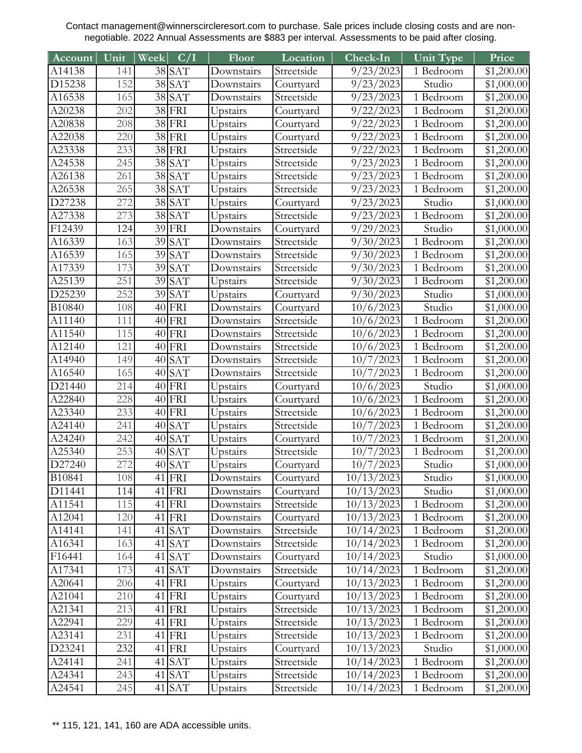Contact management@winnerscircleresort.com to purchase. Sale prices include closing costs and are non-negotiable. 2022 Annual Assessments are $883 per interval. Assessments to be paid after closing.

| Account | Unit | Week | C/I | Floor | Location | Check-In | Unit Type | Price |
|---|---|---|---|---|---|---|---|---|
| A14138 | 141 | 38 | SAT | Downstairs | Streetside | 9/23/2023 | 1 Bedroom | $1,200.00 |
| D15238 | 152 | 38 | SAT | Downstairs | Courtyard | 9/23/2023 | Studio | $1,000.00 |
| A16538 | 165 | 38 | SAT | Downstairs | Streetside | 9/23/2023 | 1 Bedroom | $1,200.00 |
| A20238 | 202 | 38 | FRI | Upstairs | Courtyard | 9/22/2023 | 1 Bedroom | $1,200.00 |
| A20838 | 208 | 38 | FRI | Upstairs | Courtyard | 9/22/2023 | 1 Bedroom | $1,200.00 |
| A22038 | 220 | 38 | FRI | Upstairs | Courtyard | 9/22/2023 | 1 Bedroom | $1,200.00 |
| A23338 | 233 | 38 | FRI | Upstairs | Streetside | 9/22/2023 | 1 Bedroom | $1,200.00 |
| A24538 | 245 | 38 | SAT | Upstairs | Streetside | 9/23/2023 | 1 Bedroom | $1,200.00 |
| A26138 | 261 | 38 | SAT | Upstairs | Streetside | 9/23/2023 | 1 Bedroom | $1,200.00 |
| A26538 | 265 | 38 | SAT | Upstairs | Streetside | 9/23/2023 | 1 Bedroom | $1,200.00 |
| D27238 | 272 | 38 | SAT | Upstairs | Courtyard | 9/23/2023 | Studio | $1,000.00 |
| A27338 | 273 | 38 | SAT | Upstairs | Streetside | 9/23/2023 | 1 Bedroom | $1,200.00 |
| F12439 | 124 | 39 | FRI | Downstairs | Courtyard | 9/29/2023 | Studio | $1,000.00 |
| A16339 | 163 | 39 | SAT | Downstairs | Streetside | 9/30/2023 | 1 Bedroom | $1,200.00 |
| A16539 | 165 | 39 | SAT | Downstairs | Streetside | 9/30/2023 | 1 Bedroom | $1,200.00 |
| A17339 | 173 | 39 | SAT | Downstairs | Streetside | 9/30/2023 | 1 Bedroom | $1,200.00 |
| A25139 | 251 | 39 | SAT | Upstairs | Streetside | 9/30/2023 | 1 Bedroom | $1,200.00 |
| D25239 | 252 | 39 | SAT | Upstairs | Courtyard | 9/30/2023 | Studio | $1,000.00 |
| B10840 | 108 | 40 | FRI | Downstairs | Courtyard | 10/6/2023 | Studio | $1,000.00 |
| A11140 | 111 | 40 | FRI | Downstairs | Streetside | 10/6/2023 | 1 Bedroom | $1,200.00 |
| A11540 | 115 | 40 | FRI | Downstairs | Streetside | 10/6/2023 | 1 Bedroom | $1,200.00 |
| A12140 | 121 | 40 | FRI | Downstairs | Streetside | 10/6/2023 | 1 Bedroom | $1,200.00 |
| A14940 | 149 | 40 | SAT | Downstairs | Streetside | 10/7/2023 | 1 Bedroom | $1,200.00 |
| A16540 | 165 | 40 | SAT | Downstairs | Streetside | 10/7/2023 | 1 Bedroom | $1,200.00 |
| D21440 | 214 | 40 | FRI | Upstairs | Courtyard | 10/6/2023 | Studio | $1,000.00 |
| A22840 | 228 | 40 | FRI | Upstairs | Courtyard | 10/6/2023 | 1 Bedroom | $1,200.00 |
| A23340 | 233 | 40 | FRI | Upstairs | Streetside | 10/6/2023 | 1 Bedroom | $1,200.00 |
| A24140 | 241 | 40 | SAT | Upstairs | Streetside | 10/7/2023 | 1 Bedroom | $1,200.00 |
| A24240 | 242 | 40 | SAT | Upstairs | Courtyard | 10/7/2023 | 1 Bedroom | $1,200.00 |
| A25340 | 253 | 40 | SAT | Upstairs | Streetside | 10/7/2023 | 1 Bedroom | $1,200.00 |
| D27240 | 272 | 40 | SAT | Upstairs | Courtyard | 10/7/2023 | Studio | $1,000.00 |
| B10841 | 108 | 41 | FRI | Downstairs | Courtyard | 10/13/2023 | Studio | $1,000.00 |
| D11441 | 114 | 41 | FRI | Downstairs | Courtyard | 10/13/2023 | Studio | $1,000.00 |
| A11541 | 115 | 41 | FRI | Downstairs | Streetside | 10/13/2023 | 1 Bedroom | $1,200.00 |
| A12041 | 120 | 41 | FRI | Downstairs | Courtyard | 10/13/2023 | 1 Bedroom | $1,200.00 |
| A14141 | 141 | 41 | SAT | Downstairs | Streetside | 10/14/2023 | 1 Bedroom | $1,200.00 |
| A16341 | 163 | 41 | SAT | Downstairs | Streetside | 10/14/2023 | 1 Bedroom | $1,200.00 |
| F16441 | 164 | 41 | SAT | Downstairs | Courtyard | 10/14/2023 | Studio | $1,000.00 |
| A17341 | 173 | 41 | SAT | Downstairs | Streetside | 10/14/2023 | 1 Bedroom | $1,200.00 |
| A20641 | 206 | 41 | FRI | Upstairs | Courtyard | 10/13/2023 | 1 Bedroom | $1,200.00 |
| A21041 | 210 | 41 | FRI | Upstairs | Courtyard | 10/13/2023 | 1 Bedroom | $1,200.00 |
| A21341 | 213 | 41 | FRI | Upstairs | Streetside | 10/13/2023 | 1 Bedroom | $1,200.00 |
| A22941 | 229 | 41 | FRI | Upstairs | Streetside | 10/13/2023 | 1 Bedroom | $1,200.00 |
| A23141 | 231 | 41 | FRI | Upstairs | Streetside | 10/13/2023 | 1 Bedroom | $1,200.00 |
| D23241 | 232 | 41 | FRI | Upstairs | Courtyard | 10/13/2023 | Studio | $1,000.00 |
| A24141 | 241 | 41 | SAT | Upstairs | Streetside | 10/14/2023 | 1 Bedroom | $1,200.00 |
| A24341 | 243 | 41 | SAT | Upstairs | Streetside | 10/14/2023 | 1 Bedroom | $1,200.00 |
| A24541 | 245 | 41 | SAT | Upstairs | Streetside | 10/14/2023 | 1 Bedroom | $1,200.00 |

** 115, 121, 141, 160 are ADA accessible units.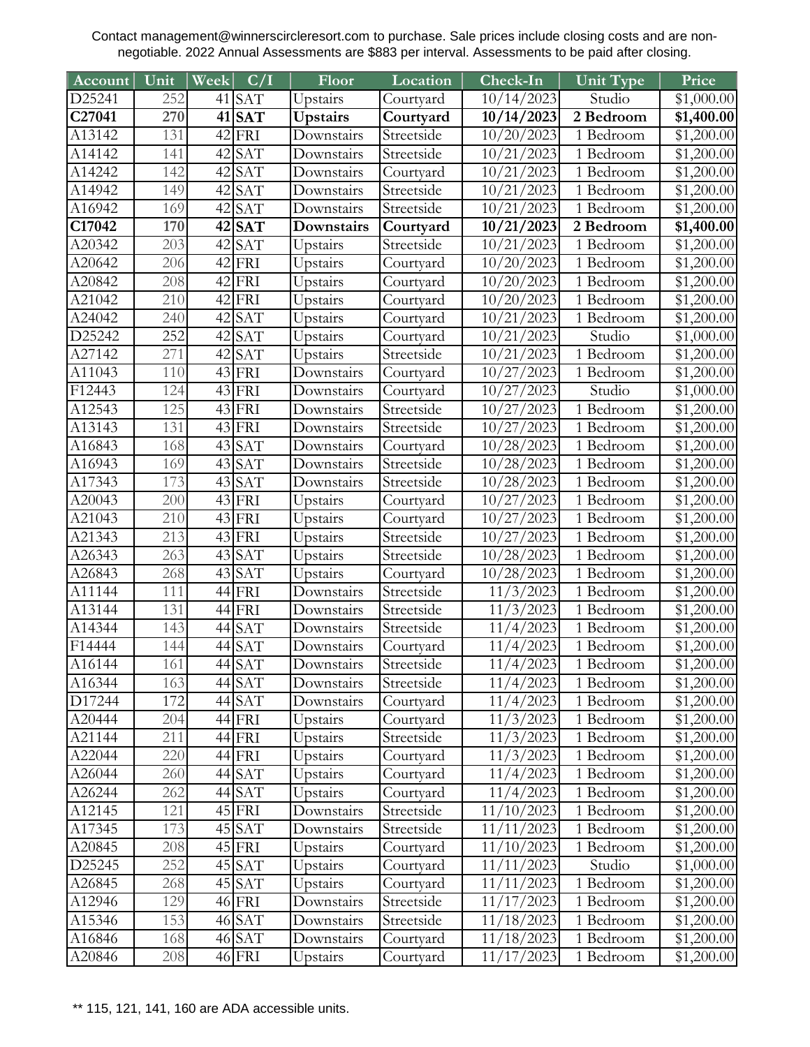Contact management@winnerscircleresort.com to purchase. Sale prices include closing costs and are non-negotiable. 2022 Annual Assessments are $883 per interval. Assessments to be paid after closing.

| Account | Unit | Week | C/I | Floor | Location | Check-In | Unit Type | Price |
|---|---|---|---|---|---|---|---|---|
| D25241 | 252 | 41 | SAT | Upstairs | Courtyard | 10/14/2023 | Studio | $1,000.00 |
| **C27041** | **270** | **41** | **SAT** | **Upstairs** | **Courtyard** | **10/14/2023** | **2 Bedroom** | **$1,400.00** |
| A13142 | 131 | 42 | FRI | Downstairs | Streetside | 10/20/2023 | 1 Bedroom | $1,200.00 |
| A14142 | 141 | 42 | SAT | Downstairs | Streetside | 10/21/2023 | 1 Bedroom | $1,200.00 |
| A14242 | 142 | 42 | SAT | Downstairs | Courtyard | 10/21/2023 | 1 Bedroom | $1,200.00 |
| A14942 | 149 | 42 | SAT | Downstairs | Streetside | 10/21/2023 | 1 Bedroom | $1,200.00 |
| A16942 | 169 | 42 | SAT | Downstairs | Streetside | 10/21/2023 | 1 Bedroom | $1,200.00 |
| **C17042** | **170** | **42** | **SAT** | **Downstairs** | **Courtyard** | **10/21/2023** | **2 Bedroom** | **$1,400.00** |
| A20342 | 203 | 42 | SAT | Upstairs | Streetside | 10/21/2023 | 1 Bedroom | $1,200.00 |
| A20642 | 206 | 42 | FRI | Upstairs | Courtyard | 10/20/2023 | 1 Bedroom | $1,200.00 |
| A20842 | 208 | 42 | FRI | Upstairs | Courtyard | 10/20/2023 | 1 Bedroom | $1,200.00 |
| A21042 | 210 | 42 | FRI | Upstairs | Courtyard | 10/20/2023 | 1 Bedroom | $1,200.00 |
| A24042 | 240 | 42 | SAT | Upstairs | Courtyard | 10/21/2023 | 1 Bedroom | $1,200.00 |
| D25242 | 252 | 42 | SAT | Upstairs | Courtyard | 10/21/2023 | Studio | $1,000.00 |
| A27142 | 271 | 42 | SAT | Upstairs | Streetside | 10/21/2023 | 1 Bedroom | $1,200.00 |
| A11043 | 110 | 43 | FRI | Downstairs | Courtyard | 10/27/2023 | 1 Bedroom | $1,200.00 |
| F12443 | 124 | 43 | FRI | Downstairs | Courtyard | 10/27/2023 | Studio | $1,000.00 |
| A12543 | 125 | 43 | FRI | Downstairs | Streetside | 10/27/2023 | 1 Bedroom | $1,200.00 |
| A13143 | 131 | 43 | FRI | Downstairs | Streetside | 10/27/2023 | 1 Bedroom | $1,200.00 |
| A16843 | 168 | 43 | SAT | Downstairs | Courtyard | 10/28/2023 | 1 Bedroom | $1,200.00 |
| A16943 | 169 | 43 | SAT | Downstairs | Streetside | 10/28/2023 | 1 Bedroom | $1,200.00 |
| A17343 | 173 | 43 | SAT | Downstairs | Streetside | 10/28/2023 | 1 Bedroom | $1,200.00 |
| A20043 | 200 | 43 | FRI | Upstairs | Courtyard | 10/27/2023 | 1 Bedroom | $1,200.00 |
| A21043 | 210 | 43 | FRI | Upstairs | Courtyard | 10/27/2023 | 1 Bedroom | $1,200.00 |
| A21343 | 213 | 43 | FRI | Upstairs | Streetside | 10/27/2023 | 1 Bedroom | $1,200.00 |
| A26343 | 263 | 43 | SAT | Upstairs | Streetside | 10/28/2023 | 1 Bedroom | $1,200.00 |
| A26843 | 268 | 43 | SAT | Upstairs | Courtyard | 10/28/2023 | 1 Bedroom | $1,200.00 |
| A11144 | 111 | 44 | FRI | Downstairs | Streetside | 11/3/2023 | 1 Bedroom | $1,200.00 |
| A13144 | 131 | 44 | FRI | Downstairs | Streetside | 11/3/2023 | 1 Bedroom | $1,200.00 |
| A14344 | 143 | 44 | SAT | Downstairs | Streetside | 11/4/2023 | 1 Bedroom | $1,200.00 |
| F14444 | 144 | 44 | SAT | Downstairs | Courtyard | 11/4/2023 | 1 Bedroom | $1,200.00 |
| A16144 | 161 | 44 | SAT | Downstairs | Streetside | 11/4/2023 | 1 Bedroom | $1,200.00 |
| A16344 | 163 | 44 | SAT | Downstairs | Streetside | 11/4/2023 | 1 Bedroom | $1,200.00 |
| D17244 | 172 | 44 | SAT | Downstairs | Courtyard | 11/4/2023 | 1 Bedroom | $1,200.00 |
| A20444 | 204 | 44 | FRI | Upstairs | Courtyard | 11/3/2023 | 1 Bedroom | $1,200.00 |
| A21144 | 211 | 44 | FRI | Upstairs | Streetside | 11/3/2023 | 1 Bedroom | $1,200.00 |
| A22044 | 220 | 44 | FRI | Upstairs | Courtyard | 11/3/2023 | 1 Bedroom | $1,200.00 |
| A26044 | 260 | 44 | SAT | Upstairs | Courtyard | 11/4/2023 | 1 Bedroom | $1,200.00 |
| A26244 | 262 | 44 | SAT | Upstairs | Courtyard | 11/4/2023 | 1 Bedroom | $1,200.00 |
| A12145 | 121 | 45 | FRI | Downstairs | Streetside | 11/10/2023 | 1 Bedroom | $1,200.00 |
| A17345 | 173 | 45 | SAT | Downstairs | Streetside | 11/11/2023 | 1 Bedroom | $1,200.00 |
| A20845 | 208 | 45 | FRI | Upstairs | Courtyard | 11/10/2023 | 1 Bedroom | $1,200.00 |
| D25245 | 252 | 45 | SAT | Upstairs | Courtyard | 11/11/2023 | Studio | $1,000.00 |
| A26845 | 268 | 45 | SAT | Upstairs | Courtyard | 11/11/2023 | 1 Bedroom | $1,200.00 |
| A12946 | 129 | 46 | FRI | Downstairs | Streetside | 11/17/2023 | 1 Bedroom | $1,200.00 |
| A15346 | 153 | 46 | SAT | Downstairs | Streetside | 11/18/2023 | 1 Bedroom | $1,200.00 |
| A16846 | 168 | 46 | SAT | Downstairs | Courtyard | 11/18/2023 | 1 Bedroom | $1,200.00 |
| A20846 | 208 | 46 | FRI | Upstairs | Courtyard | 11/17/2023 | 1 Bedroom | $1,200.00 |

** 115, 121, 141, 160 are ADA accessible units.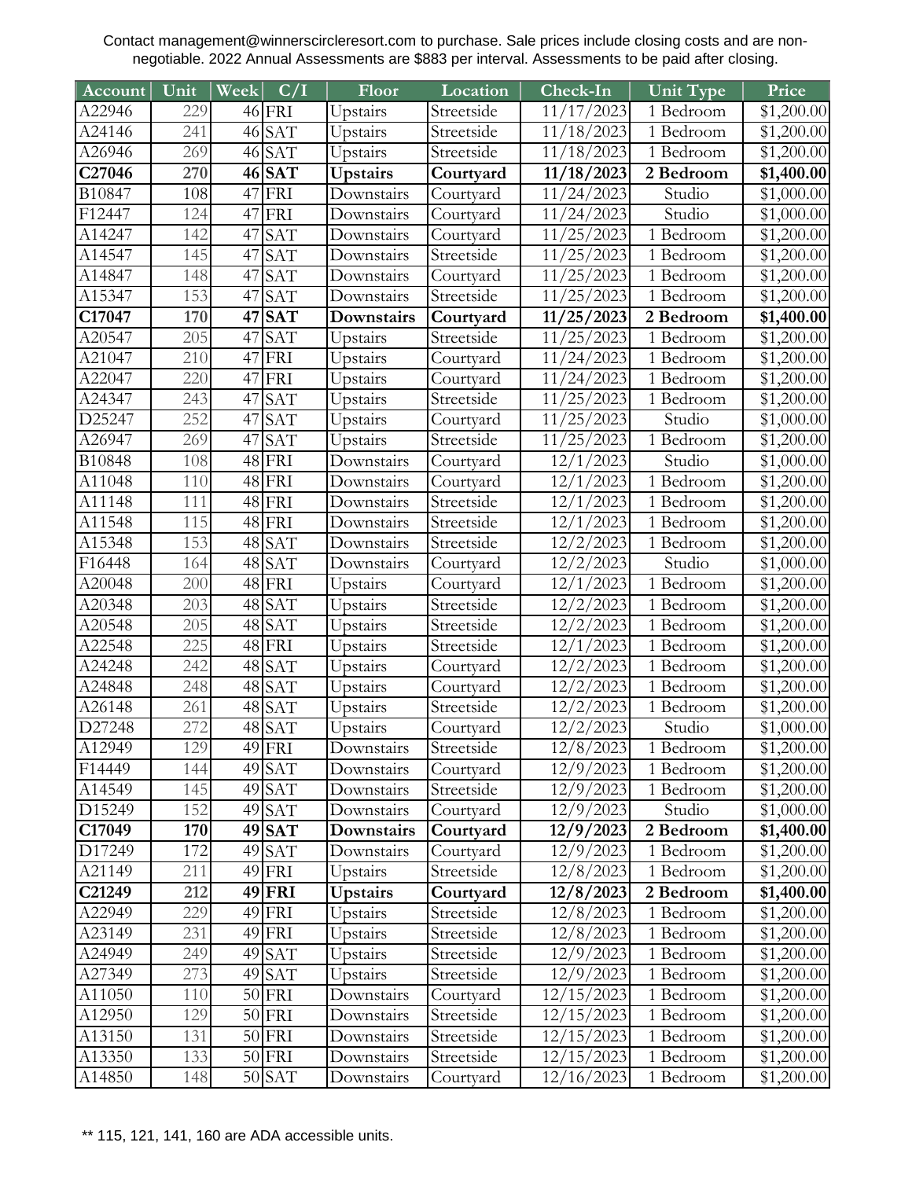Contact management@winnerscircleresort.com to purchase. Sale prices include closing costs and are non-negotiable. 2022 Annual Assessments are $883 per interval. Assessments to be paid after closing.

| Account | Unit | Week | C/I | Floor | Location | Check-In | Unit Type | Price |
|---|---|---|---|---|---|---|---|---|
| A22946 | 229 | 46 | FRI | Upstairs | Streetside | 11/17/2023 | 1 Bedroom | $1,200.00 |
| A24146 | 241 | 46 | SAT | Upstairs | Streetside | 11/18/2023 | 1 Bedroom | $1,200.00 |
| A26946 | 269 | 46 | SAT | Upstairs | Streetside | 11/18/2023 | 1 Bedroom | $1,200.00 |
| **C27046** | **270** | **46** | **SAT** | **Upstairs** | **Courtyard** | **11/18/2023** | **2 Bedroom** | **$1,400.00** |
| B10847 | 108 | 47 | FRI | Downstairs | Courtyard | 11/24/2023 | Studio | $1,000.00 |
| F12447 | 124 | 47 | FRI | Downstairs | Courtyard | 11/24/2023 | Studio | $1,000.00 |
| A14247 | 142 | 47 | SAT | Downstairs | Courtyard | 11/25/2023 | 1 Bedroom | $1,200.00 |
| A14547 | 145 | 47 | SAT | Downstairs | Streetside | 11/25/2023 | 1 Bedroom | $1,200.00 |
| A14847 | 148 | 47 | SAT | Downstairs | Courtyard | 11/25/2023 | 1 Bedroom | $1,200.00 |
| A15347 | 153 | 47 | SAT | Downstairs | Streetside | 11/25/2023 | 1 Bedroom | $1,200.00 |
| **C17047** | **170** | **47** | **SAT** | **Downstairs** | **Courtyard** | **11/25/2023** | **2 Bedroom** | **$1,400.00** |
| A20547 | 205 | 47 | SAT | Upstairs | Streetside | 11/25/2023 | 1 Bedroom | $1,200.00 |
| A21047 | 210 | 47 | FRI | Upstairs | Courtyard | 11/24/2023 | 1 Bedroom | $1,200.00 |
| A22047 | 220 | 47 | FRI | Upstairs | Courtyard | 11/24/2023 | 1 Bedroom | $1,200.00 |
| A24347 | 243 | 47 | SAT | Upstairs | Streetside | 11/25/2023 | 1 Bedroom | $1,200.00 |
| D25247 | 252 | 47 | SAT | Upstairs | Courtyard | 11/25/2023 | Studio | $1,000.00 |
| A26947 | 269 | 47 | SAT | Upstairs | Streetside | 11/25/2023 | 1 Bedroom | $1,200.00 |
| B10848 | 108 | 48 | FRI | Downstairs | Courtyard | 12/1/2023 | Studio | $1,000.00 |
| A11048 | 110 | 48 | FRI | Downstairs | Courtyard | 12/1/2023 | 1 Bedroom | $1,200.00 |
| A11148 | 111 | 48 | FRI | Downstairs | Streetside | 12/1/2023 | 1 Bedroom | $1,200.00 |
| A11548 | 115 | 48 | FRI | Downstairs | Streetside | 12/1/2023 | 1 Bedroom | $1,200.00 |
| A15348 | 153 | 48 | SAT | Downstairs | Streetside | 12/2/2023 | 1 Bedroom | $1,200.00 |
| F16448 | 164 | 48 | SAT | Downstairs | Courtyard | 12/2/2023 | Studio | $1,000.00 |
| A20048 | 200 | 48 | FRI | Upstairs | Courtyard | 12/1/2023 | 1 Bedroom | $1,200.00 |
| A20348 | 203 | 48 | SAT | Upstairs | Streetside | 12/2/2023 | 1 Bedroom | $1,200.00 |
| A20548 | 205 | 48 | SAT | Upstairs | Streetside | 12/2/2023 | 1 Bedroom | $1,200.00 |
| A22548 | 225 | 48 | FRI | Upstairs | Streetside | 12/1/2023 | 1 Bedroom | $1,200.00 |
| A24248 | 242 | 48 | SAT | Upstairs | Courtyard | 12/2/2023 | 1 Bedroom | $1,200.00 |
| A24848 | 248 | 48 | SAT | Upstairs | Courtyard | 12/2/2023 | 1 Bedroom | $1,200.00 |
| A26148 | 261 | 48 | SAT | Upstairs | Streetside | 12/2/2023 | 1 Bedroom | $1,200.00 |
| D27248 | 272 | 48 | SAT | Upstairs | Courtyard | 12/2/2023 | Studio | $1,000.00 |
| A12949 | 129 | 49 | FRI | Downstairs | Streetside | 12/8/2023 | 1 Bedroom | $1,200.00 |
| F14449 | 144 | 49 | SAT | Downstairs | Courtyard | 12/9/2023 | 1 Bedroom | $1,200.00 |
| A14549 | 145 | 49 | SAT | Downstairs | Streetside | 12/9/2023 | 1 Bedroom | $1,200.00 |
| D15249 | 152 | 49 | SAT | Downstairs | Courtyard | 12/9/2023 | Studio | $1,000.00 |
| **C17049** | **170** | **49** | **SAT** | **Downstairs** | **Courtyard** | **12/9/2023** | **2 Bedroom** | **$1,400.00** |
| D17249 | 172 | 49 | SAT | Downstairs | Courtyard | 12/9/2023 | 1 Bedroom | $1,200.00 |
| A21149 | 211 | 49 | FRI | Upstairs | Streetside | 12/8/2023 | 1 Bedroom | $1,200.00 |
| **C21249** | **212** | **49** | **FRI** | **Upstairs** | **Courtyard** | **12/8/2023** | **2 Bedroom** | **$1,400.00** |
| A22949 | 229 | 49 | FRI | Upstairs | Streetside | 12/8/2023 | 1 Bedroom | $1,200.00 |
| A23149 | 231 | 49 | FRI | Upstairs | Streetside | 12/8/2023 | 1 Bedroom | $1,200.00 |
| A24949 | 249 | 49 | SAT | Upstairs | Streetside | 12/9/2023 | 1 Bedroom | $1,200.00 |
| A27349 | 273 | 49 | SAT | Upstairs | Streetside | 12/9/2023 | 1 Bedroom | $1,200.00 |
| A11050 | 110 | 50 | FRI | Downstairs | Courtyard | 12/15/2023 | 1 Bedroom | $1,200.00 |
| A12950 | 129 | 50 | FRI | Downstairs | Streetside | 12/15/2023 | 1 Bedroom | $1,200.00 |
| A13150 | 131 | 50 | FRI | Downstairs | Streetside | 12/15/2023 | 1 Bedroom | $1,200.00 |
| A13350 | 133 | 50 | FRI | Downstairs | Streetside | 12/15/2023 | 1 Bedroom | $1,200.00 |
| A14850 | 148 | 50 | SAT | Downstairs | Courtyard | 12/16/2023 | 1 Bedroom | $1,200.00 |

** 115, 121, 141, 160 are ADA accessible units.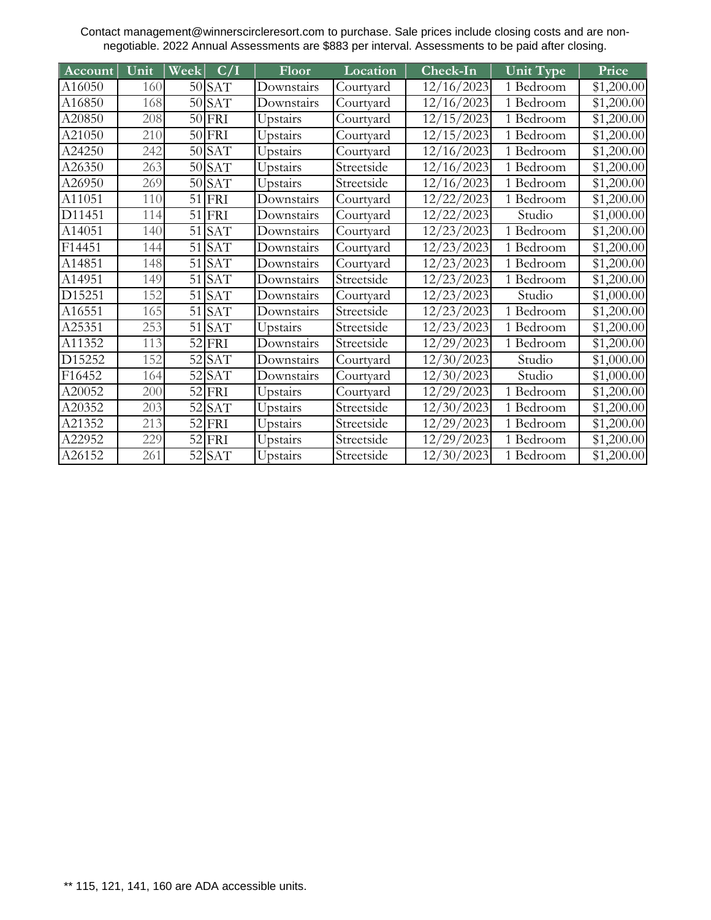Contact management@winnerscircleresort.com to purchase. Sale prices include closing costs and are non-negotiable. 2022 Annual Assessments are $883 per interval. Assessments to be paid after closing.

| Account | Unit | Week | C/I | Floor | Location | Check-In | Unit Type | Price |
|---|---|---|---|---|---|---|---|---|
| A16050 | 160 | 50 | SAT | Downstairs | Courtyard | 12/16/2023 | 1 Bedroom | $1,200.00 |
| A16850 | 168 | 50 | SAT | Downstairs | Courtyard | 12/16/2023 | 1 Bedroom | $1,200.00 |
| A20850 | 208 | 50 | FRI | Upstairs | Courtyard | 12/15/2023 | 1 Bedroom | $1,200.00 |
| A21050 | 210 | 50 | FRI | Upstairs | Courtyard | 12/15/2023 | 1 Bedroom | $1,200.00 |
| A24250 | 242 | 50 | SAT | Upstairs | Courtyard | 12/16/2023 | 1 Bedroom | $1,200.00 |
| A26350 | 263 | 50 | SAT | Upstairs | Streetside | 12/16/2023 | 1 Bedroom | $1,200.00 |
| A26950 | 269 | 50 | SAT | Upstairs | Streetside | 12/16/2023 | 1 Bedroom | $1,200.00 |
| A11051 | 110 | 51 | FRI | Downstairs | Courtyard | 12/22/2023 | 1 Bedroom | $1,200.00 |
| D11451 | 114 | 51 | FRI | Downstairs | Courtyard | 12/22/2023 | Studio | $1,000.00 |
| A14051 | 140 | 51 | SAT | Downstairs | Courtyard | 12/23/2023 | 1 Bedroom | $1,200.00 |
| F14451 | 144 | 51 | SAT | Downstairs | Courtyard | 12/23/2023 | 1 Bedroom | $1,200.00 |
| A14851 | 148 | 51 | SAT | Downstairs | Courtyard | 12/23/2023 | 1 Bedroom | $1,200.00 |
| A14951 | 149 | 51 | SAT | Downstairs | Streetside | 12/23/2023 | 1 Bedroom | $1,200.00 |
| D15251 | 152 | 51 | SAT | Downstairs | Courtyard | 12/23/2023 | Studio | $1,000.00 |
| A16551 | 165 | 51 | SAT | Downstairs | Streetside | 12/23/2023 | 1 Bedroom | $1,200.00 |
| A25351 | 253 | 51 | SAT | Upstairs | Streetside | 12/23/2023 | 1 Bedroom | $1,200.00 |
| A11352 | 113 | 52 | FRI | Downstairs | Streetside | 12/29/2023 | 1 Bedroom | $1,200.00 |
| D15252 | 152 | 52 | SAT | Downstairs | Courtyard | 12/30/2023 | Studio | $1,000.00 |
| F16452 | 164 | 52 | SAT | Downstairs | Courtyard | 12/30/2023 | Studio | $1,000.00 |
| A20052 | 200 | 52 | FRI | Upstairs | Courtyard | 12/29/2023 | 1 Bedroom | $1,200.00 |
| A20352 | 203 | 52 | SAT | Upstairs | Streetside | 12/30/2023 | 1 Bedroom | $1,200.00 |
| A21352 | 213 | 52 | FRI | Upstairs | Streetside | 12/29/2023 | 1 Bedroom | $1,200.00 |
| A22952 | 229 | 52 | FRI | Upstairs | Streetside | 12/29/2023 | 1 Bedroom | $1,200.00 |
| A26152 | 261 | 52 | SAT | Upstairs | Streetside | 12/30/2023 | 1 Bedroom | $1,200.00 |

** 115, 121, 141, 160 are ADA accessible units.